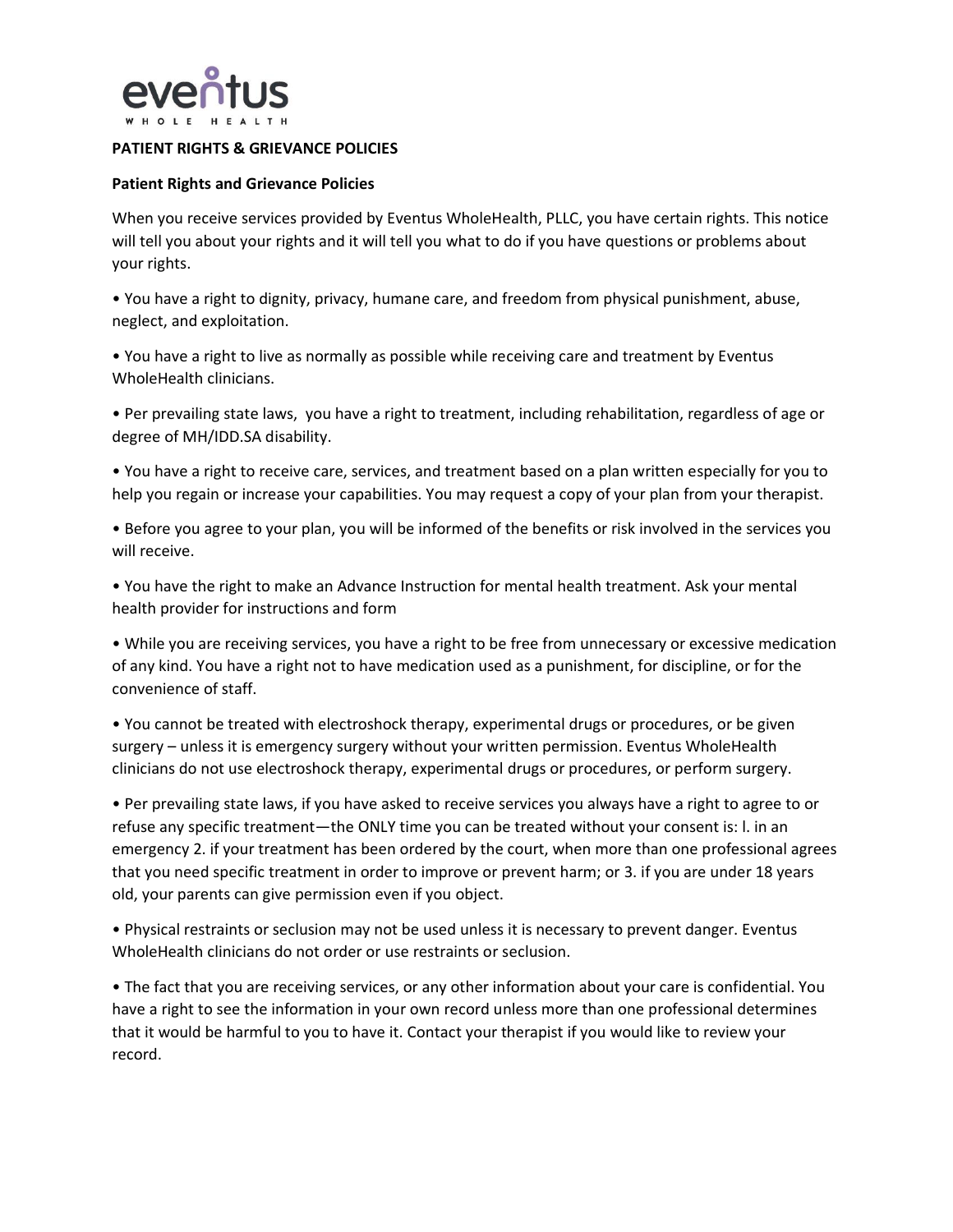eventus
WHOLE HEALTH

## PATIENT RIGHTS & GRIEVANCE POLICIES

### Patient Rights and Grievance Policies

When you receive services provided by Eventus WholeHealth, PLLC, you have certain rights. This notice will tell you about your rights and it will tell you what to do if you have questions or problems about your rights.

• You have a right to dignity, privacy, humane care, and freedom from physical punishment, abuse, neglect, and exploitation.

• You have a right to live as normally as possible while receiving care and treatment by Eventus WholeHealth clinicians.

• Per prevailing state laws, you have a right to treatment, including rehabilitation, regardless of age or degree of MH/IDD.SA disability.

• You have a right to receive care, services, and treatment based on a plan written especially for you to help you regain or increase your capabilities. You may request a copy of your plan from your therapist.

• Before you agree to your plan, you will be informed of the benefits or risk involved in the services you will receive.

• You have the right to make an Advance Instruction for mental health treatment. Ask your mental health provider for instructions and form

• While you are receiving services, you have a right to be free from unnecessary or excessive medication of any kind. You have a right not to have medication used as a punishment, for discipline, or for the convenience of staff.

• You cannot be treated with electroshock therapy, experimental drugs or procedures, or be given surgery – unless it is emergency surgery without your written permission. Eventus WholeHealth clinicians do not use electroshock therapy, experimental drugs or procedures, or perform surgery.

• Per prevailing state laws, if you have asked to receive services you always have a right to agree to or refuse any specific treatment—the ONLY time you can be treated without your consent is: l. in an emergency 2. if your treatment has been ordered by the court, when more than one professional agrees that you need specific treatment in order to improve or prevent harm; or 3. if you are under 18 years old, your parents can give permission even if you object.

• Physical restraints or seclusion may not be used unless it is necessary to prevent danger. Eventus WholeHealth clinicians do not order or use restraints or seclusion.

• The fact that you are receiving services, or any other information about your care is confidential. You have a right to see the information in your own record unless more than one professional determines that it would be harmful to you to have it. Contact your therapist if you would like to review your record.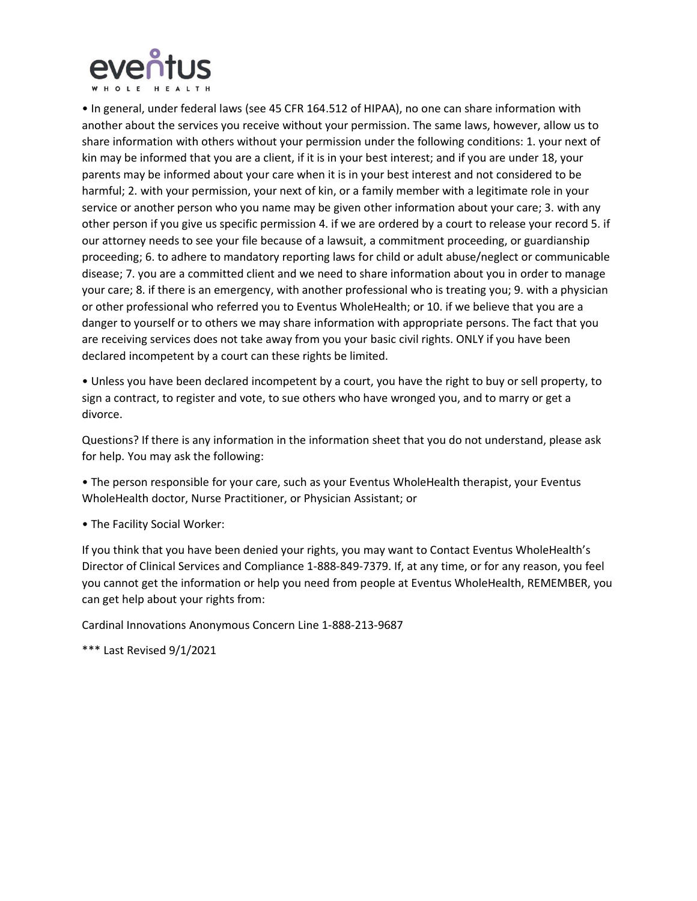• In general, under federal laws (see 45 CFR 164.512 of HIPAA), no one can share information with another about the services you receive without your permission. The same laws, however, allow us to share information with others without your permission under the following conditions: 1. your next of kin may be informed that you are a client, if it is in your best interest; and if you are under 18, your parents may be informed about your care when it is in your best interest and not considered to be harmful; 2. with your permission, your next of kin, or a family member with a legitimate role in your service or another person who you name may be given other information about your care; 3. with any other person if you give us specific permission 4. if we are ordered by a court to release your record 5. if our attorney needs to see your file because of a lawsuit, a commitment proceeding, or guardianship proceeding; 6. to adhere to mandatory reporting laws for child or adult abuse/neglect or communicable disease; 7. you are a committed client and we need to share information about you in order to manage your care; 8. if there is an emergency, with another professional who is treating you; 9. with a physician or other professional who referred you to Eventus WholeHealth; or 10. if we believe that you are a danger to yourself or to others we may share information with appropriate persons. The fact that you are receiving services does not take away from you your basic civil rights. ONLY if you have been declared incompetent by a court can these rights be limited.

• Unless you have been declared incompetent by a court, you have the right to buy or sell property, to sign a contract, to register and vote, to sue others who have wronged you, and to marry or get a divorce.

Questions? If there is any information in the information sheet that you do not understand, please ask for help. You may ask the following:

• The person responsible for your care, such as your Eventus WholeHealth therapist, your Eventus WholeHealth doctor, Nurse Practitioner, or Physician Assistant; or

• The Facility Social Worker:

If you think that you have been denied your rights, you may want to Contact Eventus WholeHealth's Director of Clinical Services and Compliance 1-888-849-7379. If, at any time, or for any reason, you feel you cannot get the information or help you need from people at Eventus WholeHealth, REMEMBER, you can get help about your rights from:

Cardinal Innovations Anonymous Concern Line 1-888-213-9687

*** Last Revised 9/1/2021